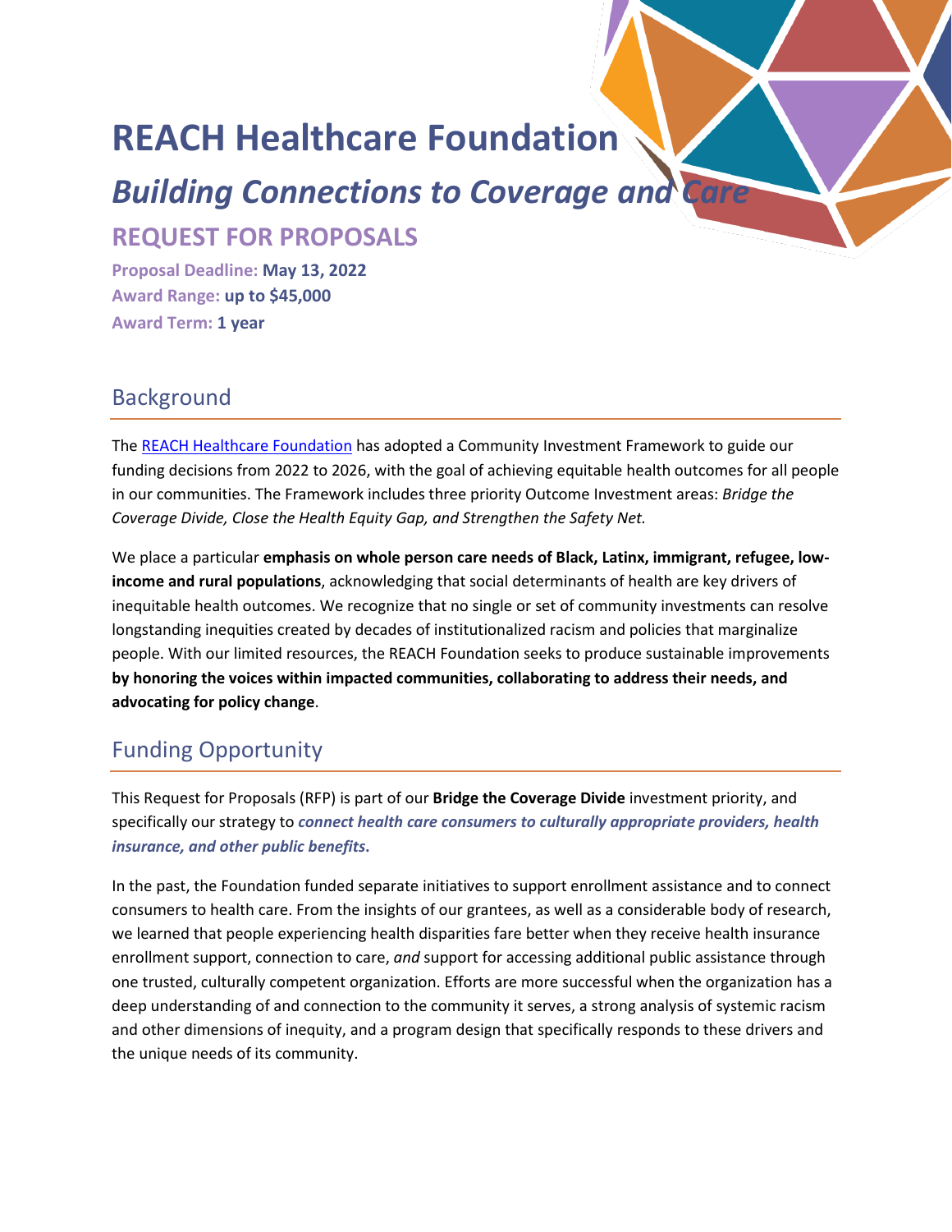# REACH Healthcare Foundation

## *Building Connections to Coverage and Care*

### REQUEST FOR PROPOSALS

**Proposal Deadline: May 13, 2022**
**Award Range: up to $45,000**
**Award Term: 1 year**

## Background

The REACH Healthcare Foundation has adopted a Community Investment Framework to guide our funding decisions from 2022 to 2026, with the goal of achieving equitable health outcomes for all people in our communities. The Framework includes three priority Outcome Investment areas: *Bridge the Coverage Divide, Close the Health Equity Gap, and Strengthen the Safety Net.*

We place a particular **emphasis on whole person care needs of Black, Latinx, immigrant, refugee, low-income and rural populations**, acknowledging that social determinants of health are key drivers of inequitable health outcomes. We recognize that no single or set of community investments can resolve longstanding inequities created by decades of institutionalized racism and policies that marginalize people. With our limited resources, the REACH Foundation seeks to produce sustainable improvements **by honoring the voices within impacted communities, collaborating to address their needs, and advocating for policy change**.

## Funding Opportunity

This Request for Proposals (RFP) is part of our **Bridge the Coverage Divide** investment priority, and specifically our strategy to ***connect health care consumers to culturally appropriate providers, health insurance, and other public benefits***.

In the past, the Foundation funded separate initiatives to support enrollment assistance and to connect consumers to health care. From the insights of our grantees, as well as a considerable body of research, we learned that people experiencing health disparities fare better when they receive health insurance enrollment support, connection to care, *and* support for accessing additional public assistance through one trusted, culturally competent organization. Efforts are more successful when the organization has a deep understanding of and connection to the community it serves, a strong analysis of systemic racism and other dimensions of inequity, and a program design that specifically responds to these drivers and the unique needs of its community.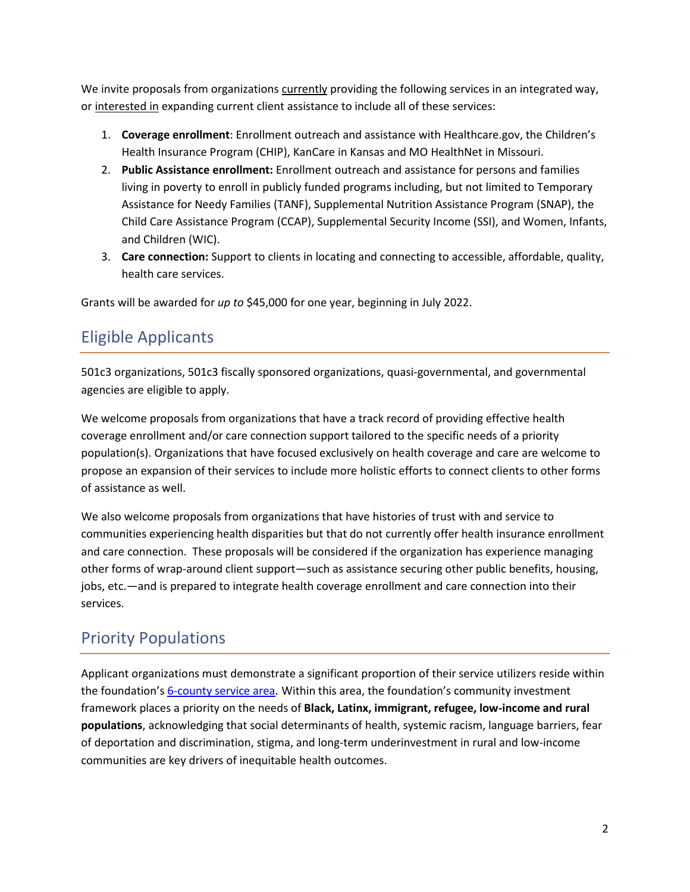We invite proposals from organizations currently providing the following services in an integrated way, or interested in expanding current client assistance to include all of these services:

1. **Coverage enrollment**: Enrollment outreach and assistance with Healthcare.gov, the Children's Health Insurance Program (CHIP), KanCare in Kansas and MO HealthNet in Missouri.
2. **Public Assistance enrollment:** Enrollment outreach and assistance for persons and families living in poverty to enroll in publicly funded programs including, but not limited to Temporary Assistance for Needy Families (TANF), Supplemental Nutrition Assistance Program (SNAP), the Child Care Assistance Program (CCAP), Supplemental Security Income (SSI), and Women, Infants, and Children (WIC).
3. **Care connection:** Support to clients in locating and connecting to accessible, affordable, quality, health care services.

Grants will be awarded for *up to* $45,000 for one year, beginning in July 2022.

## Eligible Applicants

501c3 organizations, 501c3 fiscally sponsored organizations, quasi-governmental, and governmental agencies are eligible to apply.

We welcome proposals from organizations that have a track record of providing effective health coverage enrollment and/or care connection support tailored to the specific needs of a priority population(s). Organizations that have focused exclusively on health coverage and care are welcome to propose an expansion of their services to include more holistic efforts to connect clients to other forms of assistance as well.

We also welcome proposals from organizations that have histories of trust with and service to communities experiencing health disparities but that do not currently offer health insurance enrollment and care connection. These proposals will be considered if the organization has experience managing other forms of wrap-around client support—such as assistance securing other public benefits, housing, jobs, etc.—and is prepared to integrate health coverage enrollment and care connection into their services.

## Priority Populations

Applicant organizations must demonstrate a significant proportion of their service utilizers reside within the foundation's 6-county service area. Within this area, the foundation's community investment framework places a priority on the needs of **Black, Latinx, immigrant, refugee, low-income and rural populations**, acknowledging that social determinants of health, systemic racism, language barriers, fear of deportation and discrimination, stigma, and long-term underinvestment in rural and low-income communities are key drivers of inequitable health outcomes.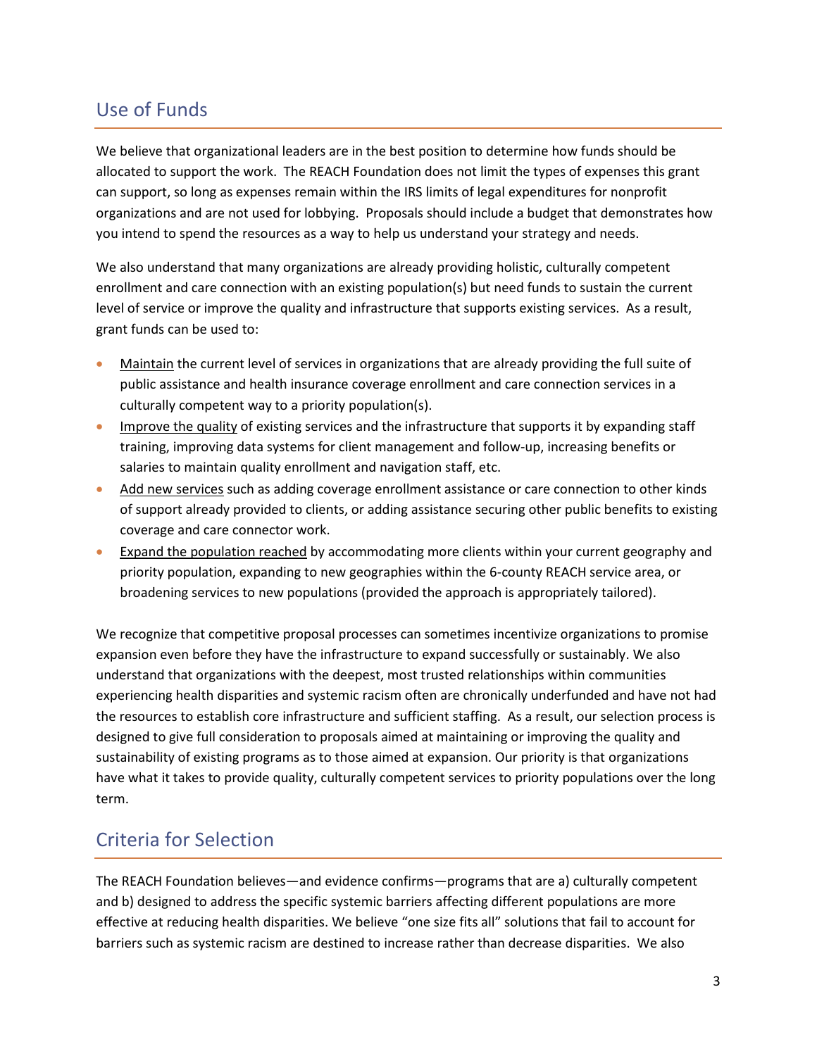## Use of Funds

We believe that organizational leaders are in the best position to determine how funds should be allocated to support the work. The REACH Foundation does not limit the types of expenses this grant can support, so long as expenses remain within the IRS limits of legal expenditures for nonprofit organizations and are not used for lobbying. Proposals should include a budget that demonstrates how you intend to spend the resources as a way to help us understand your strategy and needs.

We also understand that many organizations are already providing holistic, culturally competent enrollment and care connection with an existing population(s) but need funds to sustain the current level of service or improve the quality and infrastructure that supports existing services. As a result, grant funds can be used to:

- Maintain the current level of services in organizations that are already providing the full suite of public assistance and health insurance coverage enrollment and care connection services in a culturally competent way to a priority population(s).
- Improve the quality of existing services and the infrastructure that supports it by expanding staff training, improving data systems for client management and follow-up, increasing benefits or salaries to maintain quality enrollment and navigation staff, etc.
- Add new services such as adding coverage enrollment assistance or care connection to other kinds of support already provided to clients, or adding assistance securing other public benefits to existing coverage and care connector work.
- Expand the population reached by accommodating more clients within your current geography and priority population, expanding to new geographies within the 6-county REACH service area, or broadening services to new populations (provided the approach is appropriately tailored).

We recognize that competitive proposal processes can sometimes incentivize organizations to promise expansion even before they have the infrastructure to expand successfully or sustainably. We also understand that organizations with the deepest, most trusted relationships within communities experiencing health disparities and systemic racism often are chronically underfunded and have not had the resources to establish core infrastructure and sufficient staffing. As a result, our selection process is designed to give full consideration to proposals aimed at maintaining or improving the quality and sustainability of existing programs as to those aimed at expansion. Our priority is that organizations have what it takes to provide quality, culturally competent services to priority populations over the long term.

## Criteria for Selection

The REACH Foundation believes—and evidence confirms—programs that are a) culturally competent and b) designed to address the specific systemic barriers affecting different populations are more effective at reducing health disparities. We believe "one size fits all" solutions that fail to account for barriers such as systemic racism are destined to increase rather than decrease disparities. We also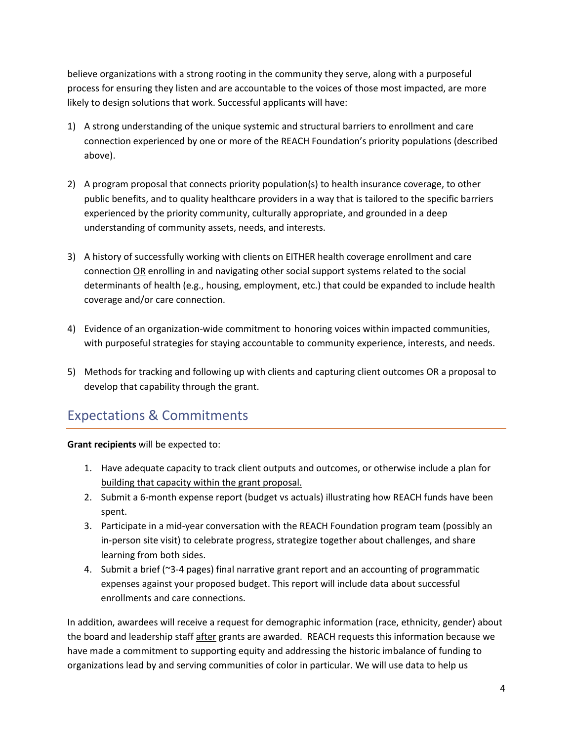believe organizations with a strong rooting in the community they serve, along with a purposeful process for ensuring they listen and are accountable to the voices of those most impacted, are more likely to design solutions that work. Successful applicants will have:

1) A strong understanding of the unique systemic and structural barriers to enrollment and care connection experienced by one or more of the REACH Foundation's priority populations (described above).

2) A program proposal that connects priority population(s) to health insurance coverage, to other public benefits, and to quality healthcare providers in a way that is tailored to the specific barriers experienced by the priority community, culturally appropriate, and grounded in a deep understanding of community assets, needs, and interests.

3) A history of successfully working with clients on EITHER health coverage enrollment and care connection <u>OR</u> enrolling in and navigating other social support systems related to the social determinants of health (e.g., housing, employment, etc.) that could be expanded to include health coverage and/or care connection.

4) Evidence of an organization-wide commitment to honoring voices within impacted communities, with purposeful strategies for staying accountable to community experience, interests, and needs.

5) Methods for tracking and following up with clients and capturing client outcomes OR a proposal to develop that capability through the grant.

## Expectations & Commitments

**Grant recipients** will be expected to:

1. Have adequate capacity to track client outputs and outcomes, <u>or otherwise include a plan for building that capacity within the grant proposal.</u>
2. Submit a 6-month expense report (budget vs actuals) illustrating how REACH funds have been spent.
3. Participate in a mid-year conversation with the REACH Foundation program team (possibly an in-person site visit) to celebrate progress, strategize together about challenges, and share learning from both sides.
4. Submit a brief (~3-4 pages) final narrative grant report and an accounting of programmatic expenses against your proposed budget. This report will include data about successful enrollments and care connections.

In addition, awardees will receive a request for demographic information (race, ethnicity, gender) about the board and leadership staff <u>after</u> grants are awarded. REACH requests this information because we have made a commitment to supporting equity and addressing the historic imbalance of funding to organizations lead by and serving communities of color in particular. We will use data to help us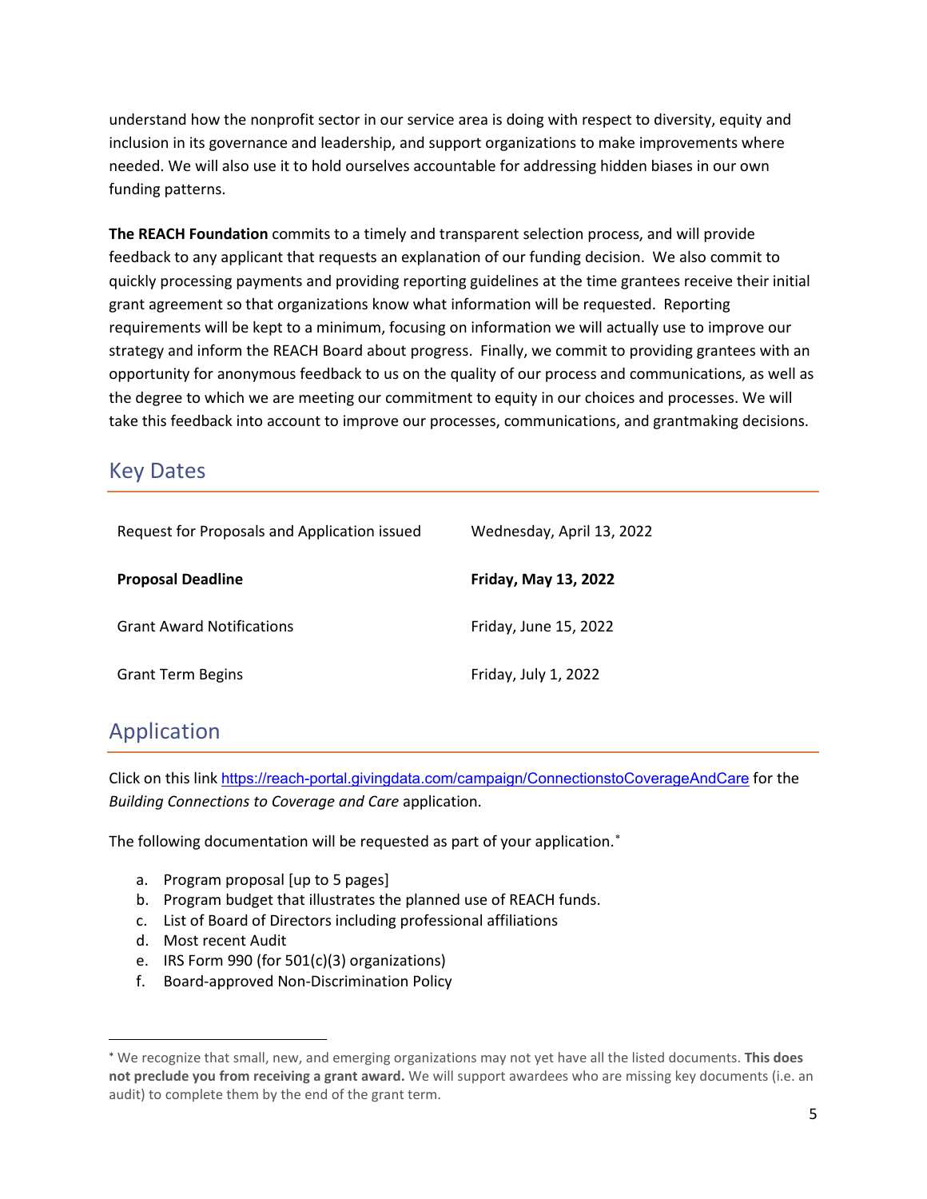understand how the nonprofit sector in our service area is doing with respect to diversity, equity and inclusion in its governance and leadership, and support organizations to make improvements where needed. We will also use it to hold ourselves accountable for addressing hidden biases in our own funding patterns.

**The REACH Foundation** commits to a timely and transparent selection process, and will provide feedback to any applicant that requests an explanation of our funding decision. We also commit to quickly processing payments and providing reporting guidelines at the time grantees receive their initial grant agreement so that organizations know what information will be requested. Reporting requirements will be kept to a minimum, focusing on information we will actually use to improve our strategy and inform the REACH Board about progress. Finally, we commit to providing grantees with an opportunity for anonymous feedback to us on the quality of our process and communications, as well as the degree to which we are meeting our commitment to equity in our choices and processes. We will take this feedback into account to improve our processes, communications, and grantmaking decisions.

## Key Dates

| | |
|---|---|
| Request for Proposals and Application issued | Wednesday, April 13, 2022 |
| **Proposal Deadline** | **Friday, May 13, 2022** |
| Grant Award Notifications | Friday, June 15, 2022 |
| Grant Term Begins | Friday, July 1, 2022 |

## Application

Click on this link https://reach-portal.givingdata.com/campaign/ConnectionstoCoverageAndCare for the *Building Connections to Coverage and Care* application.

The following documentation will be requested as part of your application.*

a. Program proposal [up to 5 pages]
b. Program budget that illustrates the planned use of REACH funds.
c. List of Board of Directors including professional affiliations
d. Most recent Audit
e. IRS Form 990 (for 501(c)(3) organizations)
f. Board-approved Non-Discrimination Policy

---

* We recognize that small, new, and emerging organizations may not yet have all the listed documents. **This does not preclude you from receiving a grant award.** We will support awardees who are missing key documents (i.e. an audit) to complete them by the end of the grant term.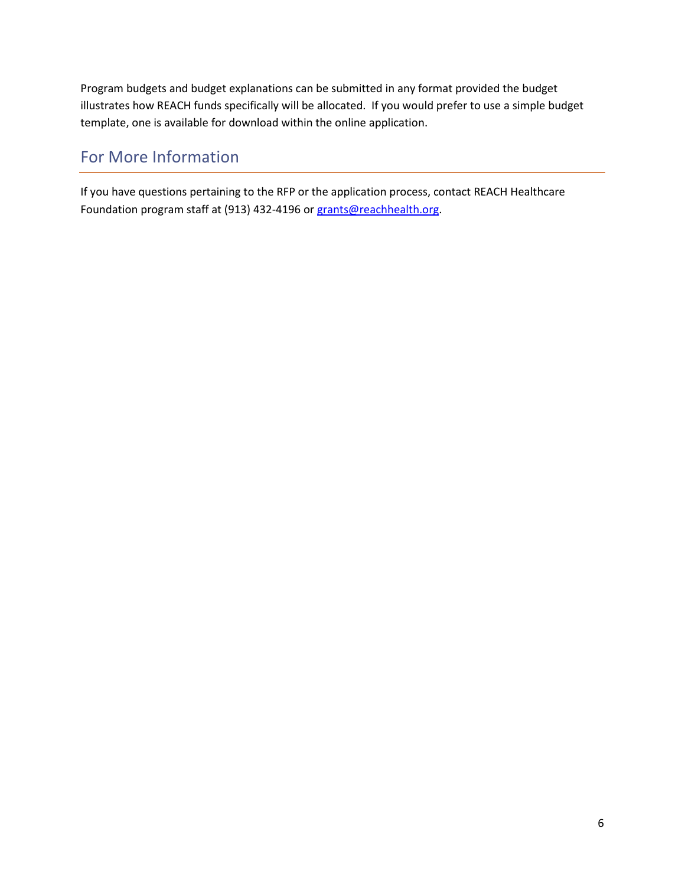Program budgets and budget explanations can be submitted in any format provided the budget illustrates how REACH funds specifically will be allocated. If you would prefer to use a simple budget template, one is available for download within the online application.

## For More Information

If you have questions pertaining to the RFP or the application process, contact REACH Healthcare Foundation program staff at (913) 432-4196 or grants@reachhealth.org.